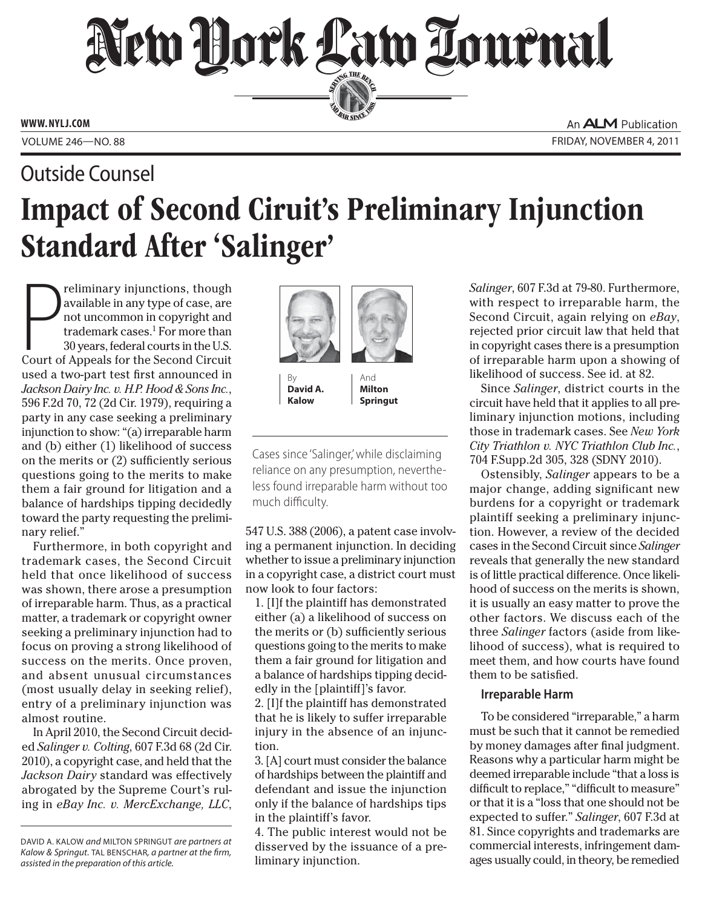# New York Law Journal

Outside Counsel

# Impact of Second Ciruit's Preliminary Injunction Standard After 'Salinger'

By **David A. Kalow** And **Milton Springut**

Preliminary injunctions, though available in any type of case, are not uncommon in copyright and trademark cases.[1] For more than 30 years, federal courts in the U.S. Court of Appeals for the Second Circuit used a two-part test first announced in *Jackson Dairy Inc. v. H.P. Hood & Sons Inc.*, 596 F.2d 70, 72 (2d Cir. 1979), requiring a party in any case seeking a preliminary injunction to show: "(a) irreparable harm and (b) either (1) likelihood of success on the merits or (2) sufficiently serious questions going to the merits to make them a fair ground for litigation and a balance of hardships tipping decidedly toward the party requesting the preliminary relief."

Furthermore, in both copyright and trademark cases, the Second Circuit held that once likelihood of success was shown, there arose a presumption of irreparable harm. Thus, as a practical matter, a trademark or copyright owner seeking a preliminary injunction had to focus on proving a strong likelihood of success on the merits. Once proven, and absent unusual circumstances (most usually delay in seeking relief), entry of a preliminary injunction was almost routine.

In April 2010, the Second Circuit decided *Salinger v. Colting*, 607 F.3d 68 (2d Cir. 2010), a copyright case, and held that the *Jackson Dairy* standard was effectively abrogated by the Supreme Court's ruling in *eBay Inc. v. MercExchange, LLC*, 547 U.S. 388 (2006), a patent case involving a permanent injunction. In deciding whether to issue a preliminary injunction in a copyright case, a district court must now look to four factors:

1. [I]f the plaintiff has demonstrated either (a) a likelihood of success on the merits or (b) sufficiently serious questions going to the merits to make them a fair ground for litigation and a balance of hardships tipping decidedly in the [plaintiff]'s favor.
2. [I]f the plaintiff has demonstrated that he is likely to suffer irreparable injury in the absence of an injunction.
3. [A] court must consider the balance of hardships between the plaintiff and defendant and issue the injunction only if the balance of hardships tips in the plaintiff's favor.
4. The public interest would not be disserved by the issuance of a preliminary injunction.

> Cases since 'Salinger,' while disclaiming reliance on any presumption, nevertheless found irreparable harm without too much difficulty.

*Salinger*, 607 F.3d at 79-80. Furthermore, with respect to irreparable harm, the Second Circuit, again relying on *eBay*, rejected prior circuit law that held that in copyright cases there is a presumption of irreparable harm upon a showing of likelihood of success. See id. at 82.

Since *Salinger*, district courts in the circuit have held that it applies to all preliminary injunction motions, including those in trademark cases. See *New York City Triathlon v. NYC Triathlon Club Inc.*, 704 F.Supp.2d 305, 328 (SDNY 2010).

Ostensibly, *Salinger* appears to be a major change, adding significant new burdens for a copyright or trademark plaintiff seeking a preliminary injunction. However, a review of the decided cases in the Second Circuit since *Salinger* reveals that generally the new standard is of little practical difference. Once likelihood of success on the merits is shown, it is usually an easy matter to prove the other factors. We discuss each of the three *Salinger* factors (aside from likelihood of success), what is required to meet them, and how courts have found them to be satisfied.

### Irreparable Harm

To be considered "irreparable," a harm must be such that it cannot be remedied by money damages after final judgment. Reasons why a particular harm might be deemed irreparable include "that a loss is difficult to replace," "difficult to measure" or that it is a "loss that one should not be expected to suffer." *Salinger*, 607 F.3d at 81. Since copyrights and trademarks are commercial interests, infringement damages usually could, in theory, be remedied

---

DAVID A. KALOW *and* MILTON SPRINGUT *are partners at Kalow & Springut.* TAL BENSCHAR, *a partner at the firm, assisted in the preparation of this article.*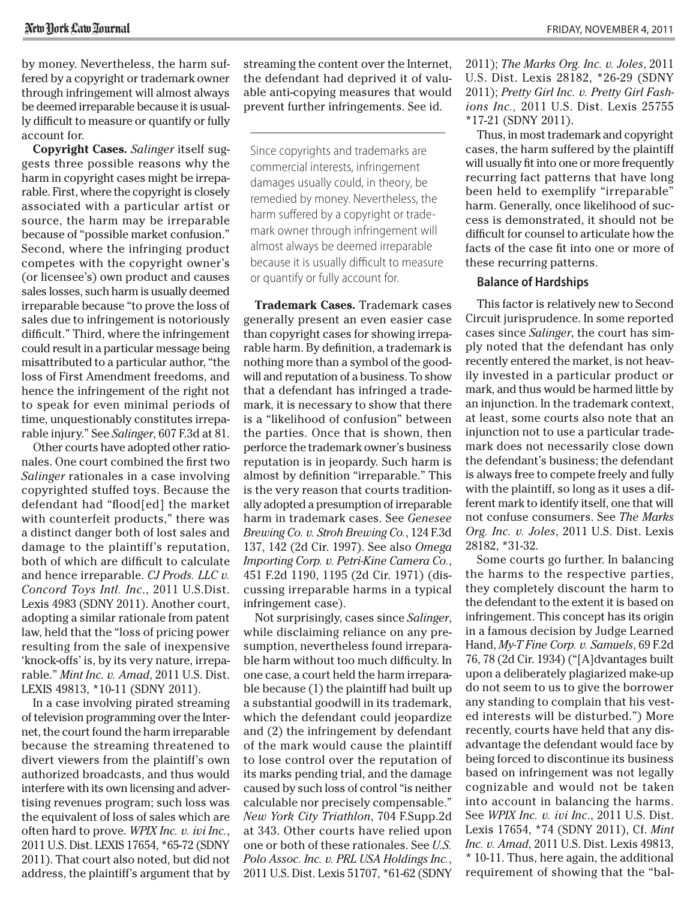by money. Nevertheless, the harm suffered by a copyright or trademark owner through infringement will almost always be deemed irreparable because it is usually difficult to measure or quantify or fully account for.

**Copyright Cases.** *Salinger* itself suggests three possible reasons why the harm in copyright cases might be irreparable. First, where the copyright is closely associated with a particular artist or source, the harm may be irreparable because of "possible market confusion." Second, where the infringing product competes with the copyright owner's (or licensee's) own product and causes sales losses, such harm is usually deemed irreparable because "to prove the loss of sales due to infringement is notoriously difficult." Third, where the infringement could result in a particular message being misattributed to a particular author, "the loss of First Amendment freedoms, and hence the infringement of the right not to speak for even minimal periods of time, unquestionably constitutes irreparable injury." See *Salinger*, 607 F.3d at 81.

Other courts have adopted other rationales. One court combined the first two *Salinger* rationales in a case involving copyrighted stuffed toys. Because the defendant had "flood[ed] the market with counterfeit products," there was a distinct danger both of lost sales and damage to the plaintiff's reputation, both of which are difficult to calculate and hence irreparable. *CJ Prods. LLC v. Concord Toys Intl. Inc*., 2011 U.S.Dist. Lexis 4983 (SDNY 2011). Another court, adopting a similar rationale from patent law, held that the "loss of pricing power resulting from the sale of inexpensive 'knock-offs' is, by its very nature, irreparable." *Mint Inc. v. Amad*, 2011 U.S. Dist. LEXIS 49813, \*10-11 (SDNY 2011).

In a case involving pirated streaming of television programming over the Internet, the court found the harm irreparable because the streaming threatened to divert viewers from the plaintiff's own authorized broadcasts, and thus would interfere with its own licensing and advertising revenues program; such loss was the equivalent of loss of sales which are often hard to prove. *WPIX Inc. v. ivi Inc.*, 2011 U.S. Dist. LEXIS 17654, \*65-72 (SDNY 2011). That court also noted, but did not address, the plaintiff's argument that by streaming the content over the Internet, the defendant had deprived it of valuable anti-copying measures that would prevent further infringements. See id.

> Since copyrights and trademarks are commercial interests, infringement damages usually could, in theory, be remedied by money. Nevertheless, the harm suffered by a copyright or trademark owner through infringement will almost always be deemed irreparable because it is usually difficult to measure or quantify or fully account for.

**Trademark Cases.** Trademark cases generally present an even easier case than copyright cases for showing irreparable harm. By definition, a trademark is nothing more than a symbol of the goodwill and reputation of a business. To show that a defendant has infringed a trademark, it is necessary to show that there is a "likelihood of confusion" between the parties. Once that is shown, then perforce the trademark owner's business reputation is in jeopardy. Such harm is almost by definition "irreparable." This is the very reason that courts traditionally adopted a presumption of irreparable harm in trademark cases. See *Genesee Brewing Co. v. Stroh Brewing Co.*, 124 F.3d 137, 142 (2d Cir. 1997). See also *Omega Importing Corp. v. Petri-Kine Camera Co.*, 451 F.2d 1190, 1195 (2d Cir. 1971) (discussing irreparable harms in a typical infringement case).

Not surprisingly, cases since *Salinger*, while disclaiming reliance on any presumption, nevertheless found irreparable harm without too much difficulty. In one case, a court held the harm irreparable because (1) the plaintiff had built up a substantial goodwill in its trademark, which the defendant could jeopardize and (2) the infringement by defendant of the mark would cause the plaintiff to lose control over the reputation of its marks pending trial, and the damage caused by such loss of control "is neither calculable nor precisely compensable." *New York City Triathlon*, 704 F.Supp.2d at 343. Other courts have relied upon one or both of these rationales. See *U.S. Polo Assoc. Inc. v. PRL USA Holdings Inc.*, 2011 U.S. Dist. Lexis 51707, \*61-62 (SDNY 2011); *The Marks Org. Inc. v. Joles*, 2011 U.S. Dist. Lexis 28182, \*26-29 (SDNY 2011); *Pretty Girl Inc. v. Pretty Girl Fashions Inc.,* 2011 U.S. Dist. Lexis 25755 \*17-21 (SDNY 2011).

Thus, in most trademark and copyright cases, the harm suffered by the plaintiff will usually fit into one or more frequently recurring fact patterns that have long been held to exemplify "irreparable" harm. Generally, once likelihood of success is demonstrated, it should not be difficult for counsel to articulate how the facts of the case fit into one or more of these recurring patterns.

### Balance of Hardships

This factor is relatively new to Second Circuit jurisprudence. In some reported cases since *Salinger*, the court has simply noted that the defendant has only recently entered the market, is not heavily invested in a particular product or mark, and thus would be harmed little by an injunction. In the trademark context, at least, some courts also note that an injunction not to use a particular trademark does not necessarily close down the defendant's business; the defendant is always free to compete freely and fully with the plaintiff, so long as it uses a different mark to identify itself, one that will not confuse consumers. See *The Marks Org. Inc. v. Joles*, 2011 U.S. Dist. Lexis 28182, \*31-32.

Some courts go further. In balancing the harms to the respective parties, they completely discount the harm to the defendant to the extent it is based on infringement. This concept has its origin in a famous decision by Judge Learned Hand, *My-T Fine Corp. v. Samuels*, 69 F.2d 76, 78 (2d Cir. 1934) ("[A]dvantages built upon a deliberately plagiarized make-up do not seem to us to give the borrower any standing to complain that his vested interests will be disturbed.") More recently, courts have held that any disadvantage the defendant would face by being forced to discontinue its business based on infringement was not legally cognizable and would not be taken into account in balancing the harms. See *WPIX Inc. v. ivi Inc*., 2011 U.S. Dist. Lexis 17654, \*74 (SDNY 2011), Cf. *Mint Inc. v. Amad*, 2011 U.S. Dist. Lexis 49813, \* 10-11. Thus, here again, the additional requirement of showing that the "bal-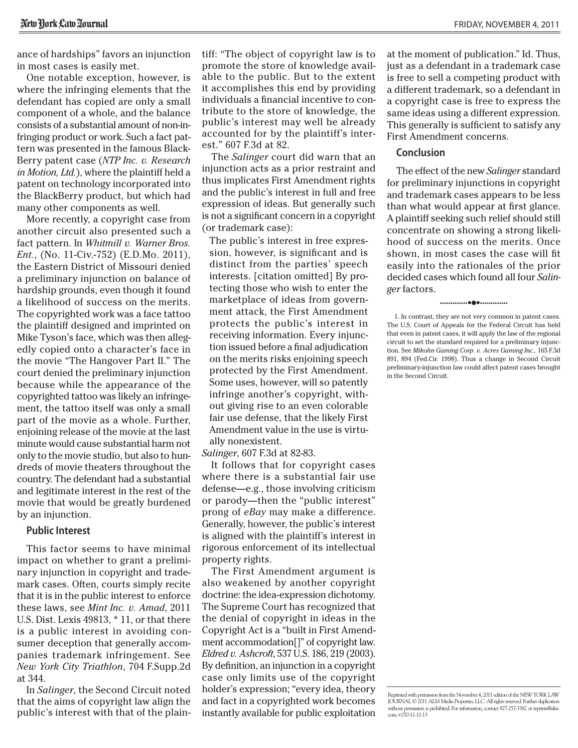ance of hardships" favors an injunction in most cases is easily met.

One notable exception, however, is where the infringing elements that the defendant has copied are only a small component of a whole, and the balance consists of a substantial amount of non-infringing product or work. Such a fact pattern was presented in the famous BlackBerry patent case (*NTP Inc. v. Research in Motion, Ltd.*), where the plaintiff held a patent on technology incorporated into the BlackBerry product, but which had many other components as well.

More recently, a copyright case from another circuit also presented such a fact pattern. In *Whitmill v. Warner Bros. Ent.*, (No. 11-Civ.-752) (E.D.Mo. 2011), the Eastern District of Missouri denied a preliminary injunction on balance of hardship grounds, even though it found a likelihood of success on the merits. The copyrighted work was a face tattoo the plaintiff designed and imprinted on Mike Tyson's face, which was then allegedly copied onto a character's face in the movie "The Hangover Part II." The court denied the preliminary injunction because while the appearance of the copyrighted tattoo was likely an infringement, the tattoo itself was only a small part of the movie as a whole. Further, enjoining release of the movie at the last minute would cause substantial harm not only to the movie studio, but also to hundreds of movie theaters throughout the country. The defendant had a substantial and legitimate interest in the rest of the movie that would be greatly burdened by an injunction.

## Public Interest

This factor seems to have minimal impact on whether to grant a preliminary injunction in copyright and trademark cases. Often, courts simply recite that it is in the public interest to enforce these laws, see *Mint Inc. v. Amad*, 2011 U.S. Dist. Lexis 49813, * 11, or that there is a public interest in avoiding consumer deception that generally accompanies trademark infringement. See *New York City Triathlon*, 704 F.Supp.2d at 344.

In *Salinger*, the Second Circuit noted that the aims of copyright law align the public's interest with that of the plaintiff: "The object of copyright law is to promote the store of knowledge available to the public. But to the extent it accomplishes this end by providing individuals a financial incentive to contribute to the store of knowledge, the public's interest may well be already accounted for by the plaintiff's interest." 607 F.3d at 82.

The *Salinger* court did warn that an injunction acts as a prior restraint and thus implicates First Amendment rights and the public's interest in full and free expression of ideas. But generally such is not a significant concern in a copyright (or trademark case):

> The public's interest in free expression, however, is significant and is distinct from the parties' speech interests. [citation omitted] By protecting those who wish to enter the marketplace of ideas from government attack, the First Amendment protects the public's interest in receiving information. Every injunction issued before a final adjudication on the merits risks enjoining speech protected by the First Amendment. Some uses, however, will so patently infringe another's copyright, without giving rise to an even colorable fair use defense, that the likely First Amendment value in the use is virtually nonexistent.

*Salinger*, 607 F.3d at 82-83.

It follows that for copyright cases where there is a substantial fair use defense—e.g., those involving criticism or parody—then the "public interest" prong of *eBay* may make a difference. Generally, however, the public's interest is aligned with the plaintiff's interest in rigorous enforcement of its intellectual property rights.

The First Amendment argument is also weakened by another copyright doctrine: the idea-expression dichotomy. The Supreme Court has recognized that the denial of copyright in ideas in the Copyright Act is a "built in First Amendment accommodation[]" of copyright law. *Eldred v. Ashcroft*, 537 U.S. 186, 219 (2003). By definition, an injunction in a copyright case only limits use of the copyright holder's expression; "every idea, theory and fact in a copyrighted work becomes instantly available for public exploitation at the moment of publication." Id. Thus, just as a defendant in a trademark case is free to sell a competing product with a different trademark, so a defendant in a copyright case is free to express the same ideas using a different expression. This generally is sufficient to satisfy any First Amendment concerns.

## Conclusion

The effect of the new *Salinger* standard for preliminary injunctions in copyright and trademark cases appears to be less than what would appear at first glance. A plaintiff seeking such relief should still concentrate on showing a strong likelihood of success on the merits. Once shown, in most cases the case will fit easily into the rationales of the prior decided cases which found all four *Salinger* factors.

---

1. In contrast, they are not very common in patent cases. The U.S. Court of Appeals for the Federal Circuit has held that even in patent cases, it will apply the law of the regional circuit to set the standard required for a preliminary injunction. See *Mikohn Gaming Corp. v. Acres Gaming Inc.*, 165 F.3d 891, 894 (Fed.Cir. 1998). Thus a change in Second Circuit preliminary-injunction law could affect patent cases brought in the Second Circuit.

Reprinted with permission from the November 4, 2011 edition of the NEW YORK LAW JOURNAL © 2011 ALM Media Properties, LLC. All rights reserved. Further duplication without permission is prohibited. For information, contact 877-257-3382 or reprints@alm.com. # 070-11-11-13